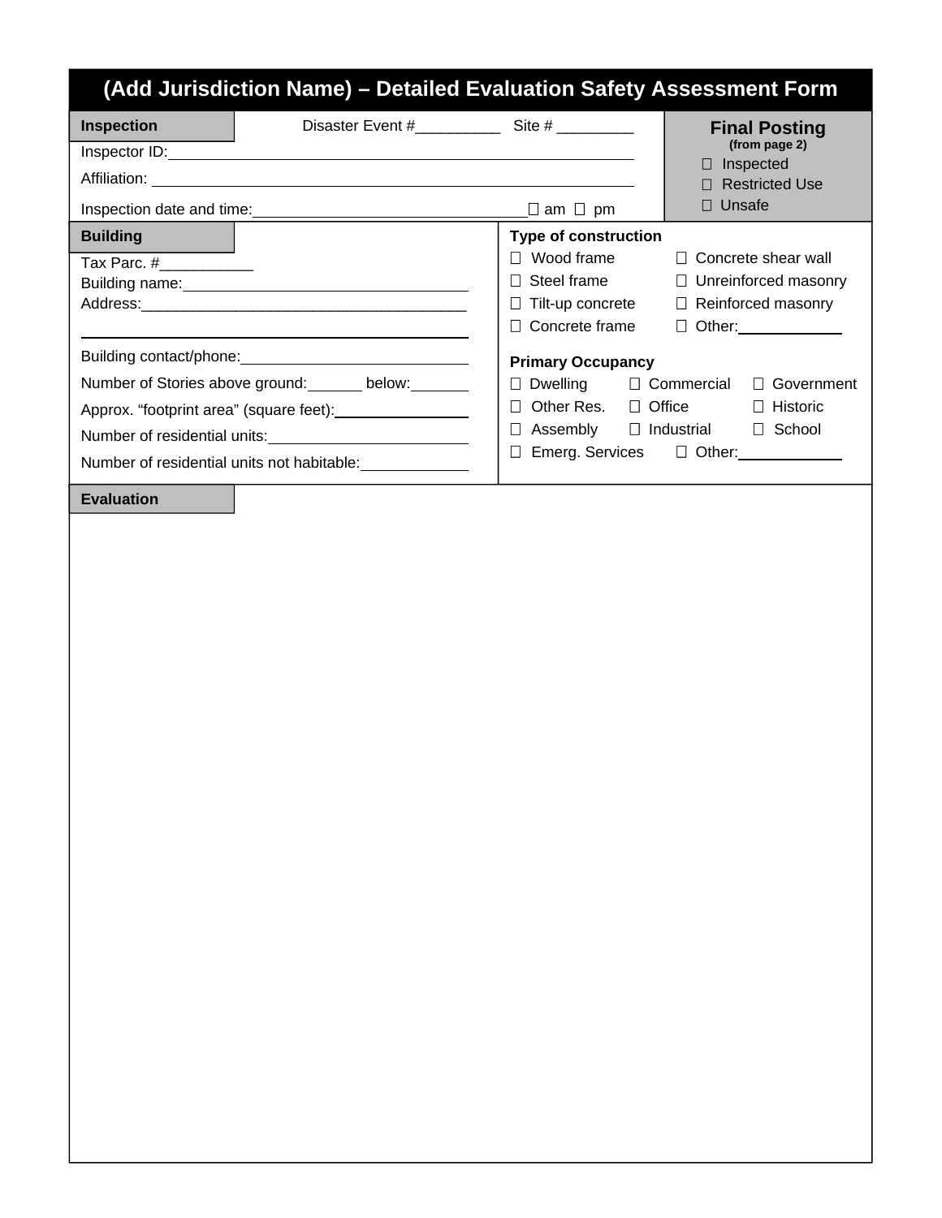# (Add Jurisdiction Name) – Detailed Evaluation Safety Assessment Form

**Inspection**

Disaster Event #__________ Site # _________

Inspector ID:______________________________________________

Affiliation: ______________________________________________

Inspection date and time:______________________________ ☐ am ☐ pm

**Final Posting**
**(from page 2)**

- ☐ Inspected
- ☐ Restricted Use
- ☐ Unsafe

**Building**

Tax Parc. #___________

Building name:________________________________

Address:________________________________________

________________________________________________

Building contact/phone:__________________________

Number of Stories above ground:______ below:______

Approx. "footprint area" (square feet):_______________

Number of residential units:______________________

Number of residential units not habitable:___________

**Type of construction**

| | |
|---|---|
| ☐ Wood frame | ☐ Concrete shear wall |
| ☐ Steel frame | ☐ Unreinforced masonry |
| ☐ Tilt-up concrete | ☐ Reinforced masonry |
| ☐ Concrete frame | ☐ Other:____________ |

**Primary Occupancy**

| | | |
|---|---|---|
| ☐ Dwelling | ☐ Commercial | ☐ Government |
| ☐ Other Res. | ☐ Office | ☐ Historic |
| ☐ Assembly | ☐ Industrial | ☐ School |
| ☐ Emerg. Services | ☐ Other:____________ | |

**Evaluation**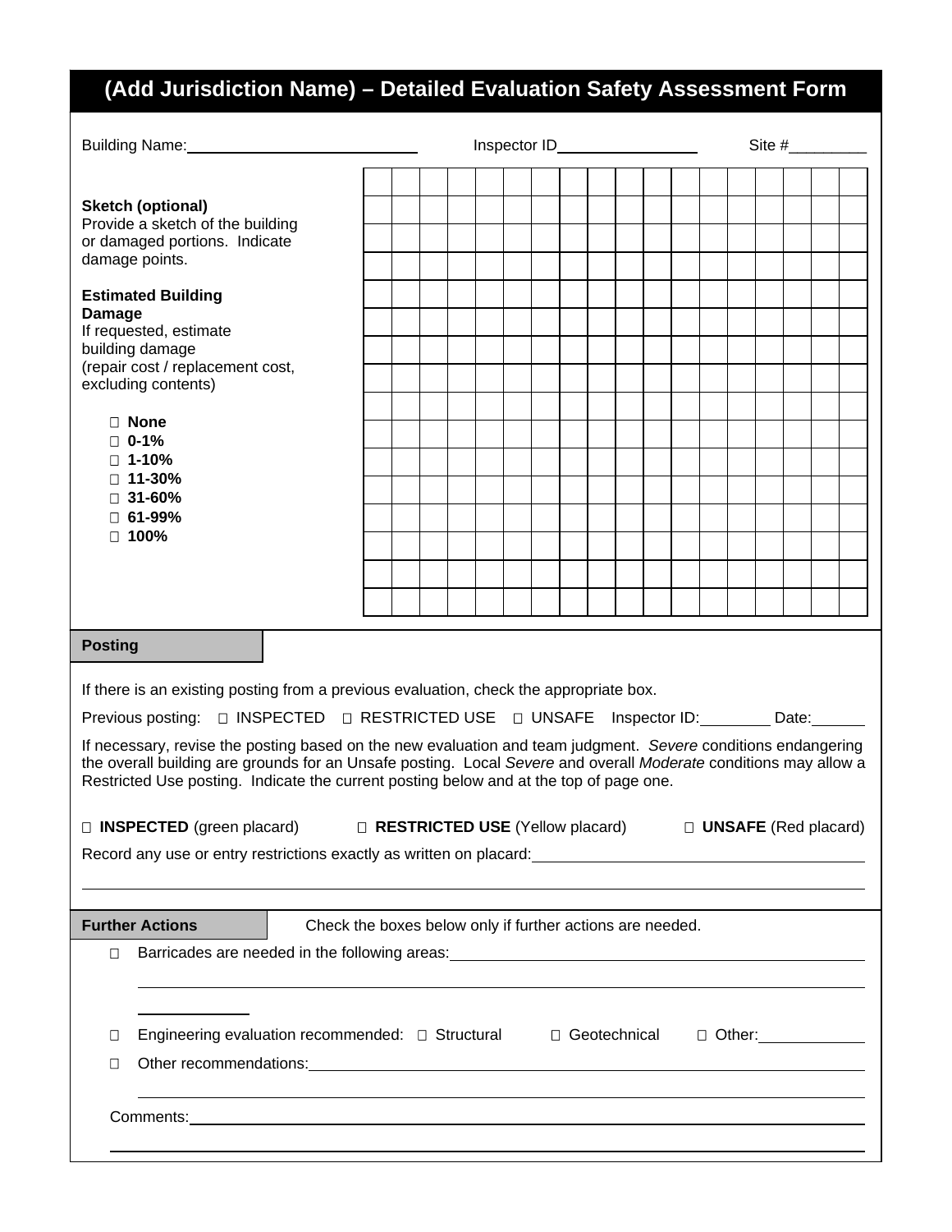# (Add Jurisdiction Name) – Detailed Evaluation Safety Assessment Form

Building Name:\_\_\_\_\_\_\_\_\_\_\_\_\_\_\_\_\_\_\_\_\_\_\_\_\_\_ Inspector ID\_\_\_\_\_\_\_\_\_\_\_\_\_\_\_\_ Site #\_\_\_\_\_\_\_\_\_

**Sketch (optional)**
Provide a sketch of the building or damaged portions. Indicate damage points.

**Estimated Building Damage**
If requested, estimate building damage (repair cost / replacement cost, excluding contents)

- ☐ **None**
- ☐ **0-1%**
- ☐ **1-10%**
- ☐ **11-30%**
- ☐ **31-60%**
- ☐ **61-99%**
- ☐ **100%**

## Posting

If there is an existing posting from a previous evaluation, check the appropriate box.

Previous posting: ☐ INSPECTED ☐ RESTRICTED USE ☐ UNSAFE Inspector ID:\_\_\_\_\_\_\_\_ Date:\_\_\_\_\_\_

If necessary, revise the posting based on the new evaluation and team judgment. *Severe* conditions endangering the overall building are grounds for an Unsafe posting. Local *Severe* and overall *Moderate* conditions may allow a Restricted Use posting. Indicate the current posting below and at the top of page one.

☐ **INSPECTED** (green placard) ☐ **RESTRICTED USE** (Yellow placard) ☐ **UNSAFE** (Red placard)

Record any use or entry restrictions exactly as written on placard:\_\_\_\_\_\_\_\_\_\_\_\_\_\_\_\_\_\_\_\_\_\_\_\_\_\_\_\_\_\_\_\_\_\_\_\_\_\_\_\_

## Further Actions

Check the boxes below only if further actions are needed.

☐ Barricades are needed in the following areas:\_\_\_\_\_\_\_\_\_\_\_\_\_\_\_\_\_\_\_\_\_\_\_\_\_\_\_\_\_\_\_\_\_\_\_\_\_\_\_\_

☐ Engineering evaluation recommended: ☐ Structural ☐ Geotechnical ☐ Other:\_\_\_\_\_\_\_\_\_\_\_\_\_

☐ Other recommendations:\_\_\_\_\_\_\_\_\_\_\_\_\_\_\_\_\_\_\_\_\_\_\_\_\_\_\_\_\_\_\_\_\_\_\_\_\_\_\_\_

Comments:\_\_\_\_\_\_\_\_\_\_\_\_\_\_\_\_\_\_\_\_\_\_\_\_\_\_\_\_\_\_\_\_\_\_\_\_\_\_\_\_